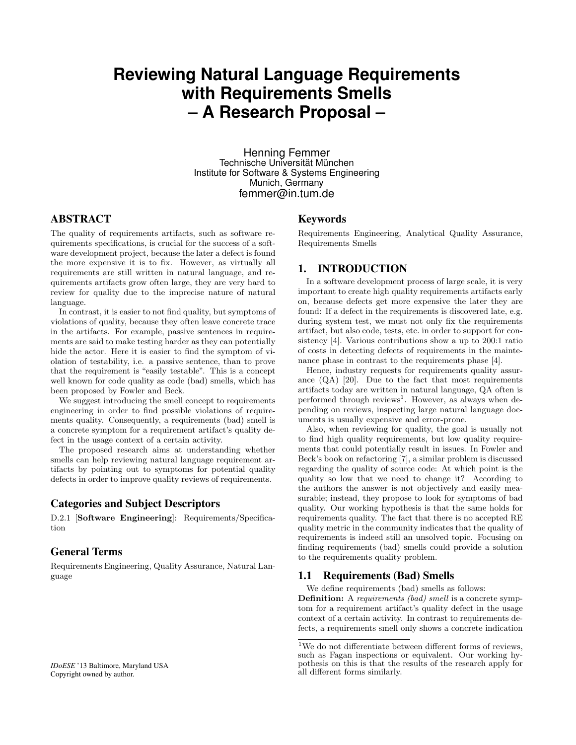# Reviewing Natural Language Requirements with Requirements Smells – A Research Proposal –

Henning Femmer
Technische Universität München
Institute for Software & Systems Engineering
Munich, Germany
femmer@in.tum.de

## ABSTRACT

The quality of requirements artifacts, such as software requirements specifications, is crucial for the success of a software development project, because the later a defect is found the more expensive it is to fix. However, as virtually all requirements are still written in natural language, and requirements artifacts grow often large, they are very hard to review for quality due to the imprecise nature of natural language.

In contrast, it is easier to not find quality, but symptoms of violations of quality, because they often leave concrete trace in the artifacts. For example, passive sentences in requirements are said to make testing harder as they can potentially hide the actor. Here it is easier to find the symptom of violation of testability, i.e. a passive sentence, than to prove that the requirement is "easily testable". This is a concept well known for code quality as code (bad) smells, which has been proposed by Fowler and Beck.

We suggest introducing the smell concept to requirements engineering in order to find possible violations of requirements quality. Consequently, a requirements (bad) smell is a concrete symptom for a requirement artifact's quality defect in the usage context of a certain activity.

The proposed research aims at understanding whether smells can help reviewing natural language requirement artifacts by pointing out to symptoms for potential quality defects in order to improve quality reviews of requirements.

### Categories and Subject Descriptors

D.2.1 [**Software Engineering**]: Requirements/Specification

### General Terms

Requirements Engineering, Quality Assurance, Natural Language

*IDoESE* '13 Baltimore, Maryland USA
Copyright owned by author.

### Keywords

Requirements Engineering, Analytical Quality Assurance, Requirements Smells

## 1. INTRODUCTION

In a software development process of large scale, it is very important to create high quality requirements artifacts early on, because defects get more expensive the later they are found: If a defect in the requirements is discovered late, e.g. during system test, we must not only fix the requirements artifact, but also code, tests, etc. in order to support for consistency [4]. Various contributions show a up to 200:1 ratio of costs in detecting defects of requirements in the maintenance phase in contrast to the requirements phase [4].

Hence, industry requests for requirements quality assurance (QA) [20]. Due to the fact that most requirements artifacts today are written in natural language, QA often is performed through reviews[1]. However, as always when depending on reviews, inspecting large natural language documents is usually expensive and error-prone.

Also, when reviewing for quality, the goal is usually not to find high quality requirements, but low quality requirements that could potentially result in issues. In Fowler and Beck's book on refactoring [7], a similar problem is discussed regarding the quality of source code: At which point is the quality so low that we need to change it? According to the authors the answer is not objectively and easily measurable; instead, they propose to look for symptoms of bad quality. Our working hypothesis is that the same holds for requirements quality. The fact that there is no accepted RE quality metric in the community indicates that the quality of requirements is indeed still an unsolved topic. Focusing on finding requirements (bad) smells could provide a solution to the requirements quality problem.

### 1.1 Requirements (Bad) Smells

We define requirements (bad) smells as follows:

**Definition:** A *requirements (bad) smell* is a concrete symptom for a requirement artifact's quality defect in the usage context of a certain activity. In contrast to requirements defects, a requirements smell only shows a concrete indication

[1] We do not differentiate between different forms of reviews, such as Fagan inspections or equivalent. Our working hypothesis on this is that the results of the research apply for all different forms similarly.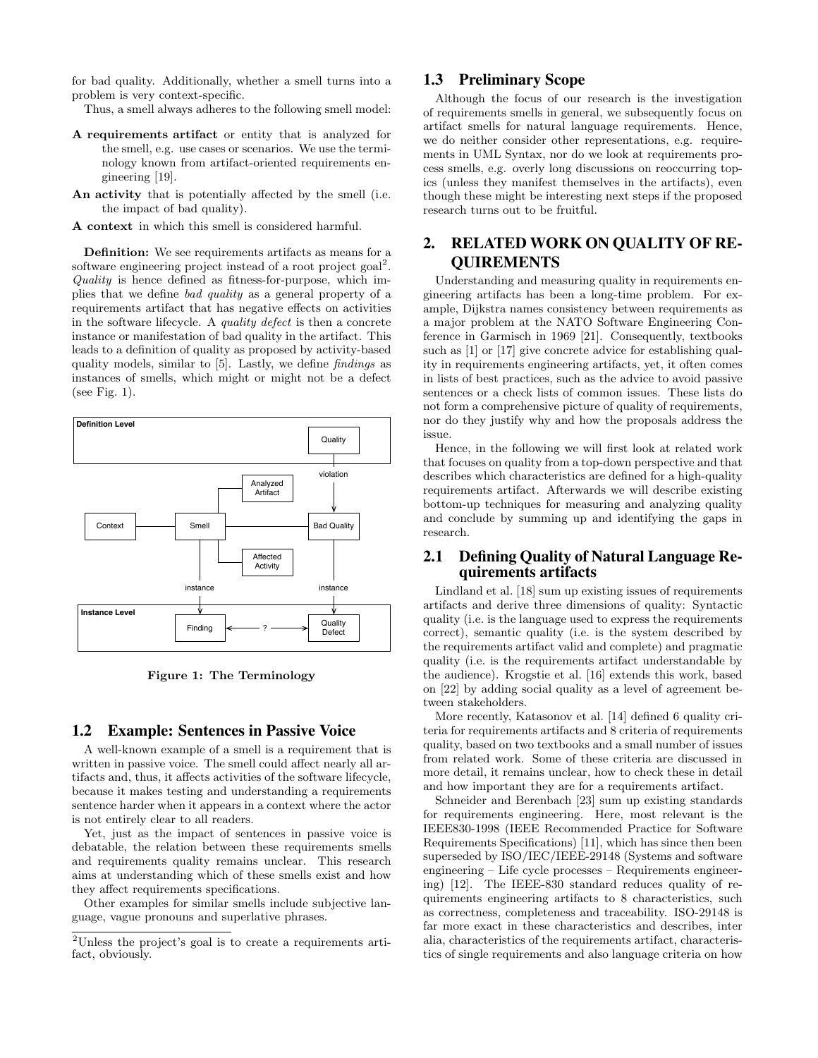for bad quality. Additionally, whether a smell turns into a problem is very context-specific.

Thus, a smell always adheres to the following smell model:

- **A requirements artifact** or entity that is analyzed for the smell, e.g. use cases or scenarios. We use the terminology known from artifact-oriented requirements engineering [19].
- **An activity** that is potentially affected by the smell (i.e. the impact of bad quality).
- **A context** in which this smell is considered harmful.

**Definition:** We see requirements artifacts as means for a software engineering project instead of a root project goal[2]. *Quality* is hence defined as fitness-for-purpose, which implies that we define *bad quality* as a general property of a requirements artifact that has negative effects on activities in the software lifecycle. A *quality defect* is then a concrete instance or manifestation of bad quality in the artifact. This leads to a definition of quality as proposed by activity-based quality models, similar to [5]. Lastly, we define *findings* as instances of smells, which might or might not be a defect (see Fig. 1).

**Figure 1: The Terminology**

## 1.2 Example: Sentences in Passive Voice

A well-known example of a smell is a requirement that is written in passive voice. The smell could affect nearly all artifacts and, thus, it affects activities of the software lifecycle, because it makes testing and understanding a requirements sentence harder when it appears in a context where the actor is not entirely clear to all readers.

Yet, just as the impact of sentences in passive voice is debatable, the relation between these requirements smells and requirements quality remains unclear. This research aims at understanding which of these smells exist and how they affect requirements specifications.

Other examples for similar smells include subjective language, vague pronouns and superlative phrases.

[2]Unless the project's goal is to create a requirements artifact, obviously.

## 1.3 Preliminary Scope

Although the focus of our research is the investigation of requirements smells in general, we subsequently focus on artifact smells for natural language requirements. Hence, we do neither consider other representations, e.g. requirements in UML Syntax, nor do we look at requirements process smells, e.g. overly long discussions on reoccurring topics (unless they manifest themselves in the artifacts), even though these might be interesting next steps if the proposed research turns out to be fruitful.

# 2. RELATED WORK ON QUALITY OF REQUIREMENTS

Understanding and measuring quality in requirements engineering artifacts has been a long-time problem. For example, Dijkstra names consistency between requirements as a major problem at the NATO Software Engineering Conference in Garmisch in 1969 [21]. Consequently, textbooks such as [1] or [17] give concrete advice for establishing quality in requirements engineering artifacts, yet, it often comes in lists of best practices, such as the advice to avoid passive sentences or a check lists of common issues. These lists do not form a comprehensive picture of quality of requirements, nor do they justify why and how the proposals address the issue.

Hence, in the following we will first look at related work that focuses on quality from a top-down perspective and that describes which characteristics are defined for a high-quality requirements artifact. Afterwards we will describe existing bottom-up techniques for measuring and analyzing quality and conclude by summing up and identifying the gaps in research.

## 2.1 Defining Quality of Natural Language Requirements artifacts

Lindland et al. [18] sum up existing issues of requirements artifacts and derive three dimensions of quality: Syntactic quality (i.e. is the language used to express the requirements correct), semantic quality (i.e. is the system described by the requirements artifact valid and complete) and pragmatic quality (i.e. is the requirements artifact understandable by the audience). Krogstie et al. [16] extends this work, based on [22] by adding social quality as a level of agreement between stakeholders.

More recently, Katasonov et al. [14] defined 6 quality criteria for requirements artifacts and 8 criteria of requirements quality, based on two textbooks and a small number of issues from related work. Some of these criteria are discussed in more detail, it remains unclear, how to check these in detail and how important they are for a requirements artifact.

Schneider and Berenbach [23] sum up existing standards for requirements engineering. Here, most relevant is the IEEE830-1998 (IEEE Recommended Practice for Software Requirements Specifications) [11], which has since then been superseded by ISO/IEC/IEEE-29148 (Systems and software engineering – Life cycle processes – Requirements engineering) [12]. The IEEE-830 standard reduces quality of requirements engineering artifacts to 8 characteristics, such as correctness, completeness and traceability. ISO-29148 is far more exact in these characteristics and describes, inter alia, characteristics of the requirements artifact, characteristics of single requirements and also language criteria on how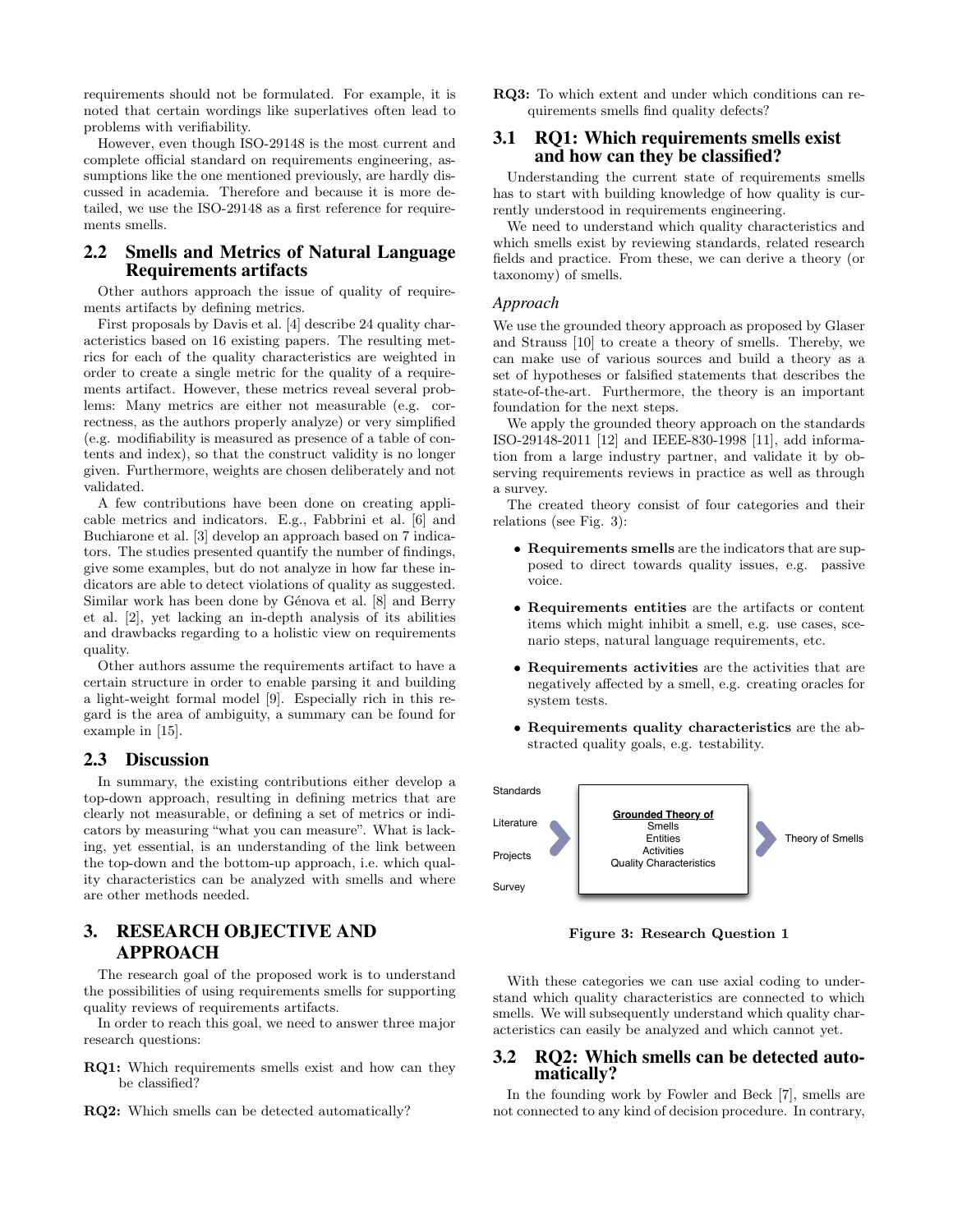requirements should not be formulated. For example, it is noted that certain wordings like superlatives often lead to problems with verifiability.

However, even though ISO-29148 is the most current and complete official standard on requirements engineering, assumptions like the one mentioned previously, are hardly discussed in academia. Therefore and because it is more detailed, we use the ISO-29148 as a first reference for requirements smells.

## 2.2 Smells and Metrics of Natural Language Requirements artifacts

Other authors approach the issue of quality of requirements artifacts by defining metrics.

First proposals by Davis et al. [4] describe 24 quality characteristics based on 16 existing papers. The resulting metrics for each of the quality characteristics are weighted in order to create a single metric for the quality of a requirements artifact. However, these metrics reveal several problems: Many metrics are either not measurable (e.g. correctness, as the authors properly analyze) or very simplified (e.g. modifiability is measured as presence of a table of contents and index), so that the construct validity is no longer given. Furthermore, weights are chosen deliberately and not validated.

A few contributions have been done on creating applicable metrics and indicators. E.g., Fabbrini et al. [6] and Buchiarone et al. [3] develop an approach based on 7 indicators. The studies presented quantify the number of findings, give some examples, but do not analyze in how far these indicators are able to detect violations of quality as suggested. Similar work has been done by Génova et al. [8] and Berry et al. [2], yet lacking an in-depth analysis of its abilities and drawbacks regarding to a holistic view on requirements quality.

Other authors assume the requirements artifact to have a certain structure in order to enable parsing it and building a light-weight formal model [9]. Especially rich in this regard is the area of ambiguity, a summary can be found for example in [15].

## 2.3 Discussion

In summary, the existing contributions either develop a top-down approach, resulting in defining metrics that are clearly not measurable, or defining a set of metrics or indicators by measuring "what you can measure". What is lacking, yet essential, is an understanding of the link between the top-down and the bottom-up approach, i.e. which quality characteristics can be analyzed with smells and where are other methods needed.

# 3. RESEARCH OBJECTIVE AND APPROACH

The research goal of the proposed work is to understand the possibilities of using requirements smells for supporting quality reviews of requirements artifacts.

In order to reach this goal, we need to answer three major research questions:

**RQ1:** Which requirements smells exist and how can they be classified?

**RQ2:** Which smells can be detected automatically?

**RQ3:** To which extent and under which conditions can requirements smells find quality defects?

## 3.1 RQ1: Which requirements smells exist and how can they be classified?

Understanding the current state of requirements smells has to start with building knowledge of how quality is currently understood in requirements engineering.

We need to understand which quality characteristics and which smells exist by reviewing standards, related research fields and practice. From these, we can derive a theory (or taxonomy) of smells.

### *Approach*

We use the grounded theory approach as proposed by Glaser and Strauss [10] to create a theory of smells. Thereby, we can make use of various sources and build a theory as a set of hypotheses or falsified statements that describes the state-of-the-art. Furthermore, the theory is an important foundation for the next steps.

We apply the grounded theory approach on the standards ISO-29148-2011 [12] and IEEE-830-1998 [11], add information from a large industry partner, and validate it by observing requirements reviews in practice as well as through a survey.

The created theory consist of four categories and their relations (see Fig. 3):

- **Requirements smells** are the indicators that are supposed to direct towards quality issues, e.g. passive voice.
- **Requirements entities** are the artifacts or content items which might inhibit a smell, e.g. use cases, scenario steps, natural language requirements, etc.
- **Requirements activities** are the activities that are negatively affected by a smell, e.g. creating oracles for system tests.
- **Requirements quality characteristics** are the abstracted quality goals, e.g. testability.

Standards

Literature

Projects

Survey

Grounded Theory of
Smells
Entities
Activities
Quality Characteristics

Theory of Smells

**Figure 3: Research Question 1**

With these categories we can use axial coding to understand which quality characteristics are connected to which smells. We will subsequently understand which quality characteristics can easily be analyzed and which cannot yet.

## 3.2 RQ2: Which smells can be detected automatically?

In the founding work by Fowler and Beck [7], smells are not connected to any kind of decision procedure. In contrary,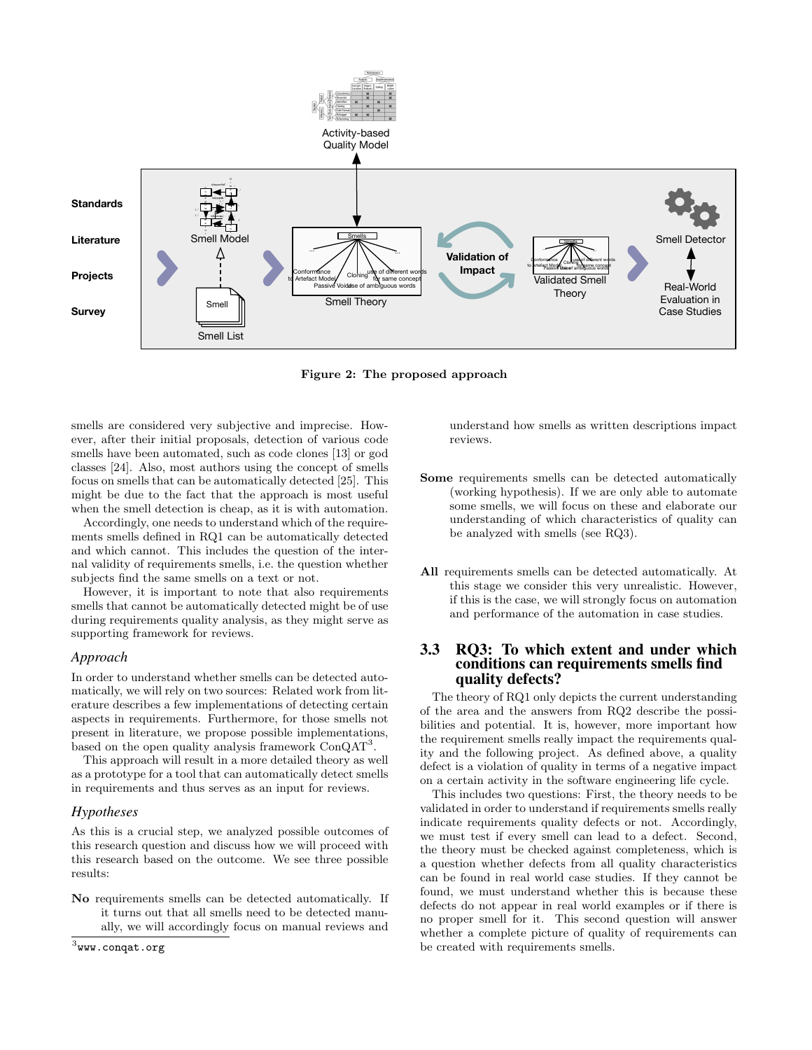Figure 2: The proposed approach

smells are considered very subjective and imprecise. However, after their initial proposals, detection of various code smells have been automated, such as code clones [13] or god classes [24]. Also, most authors using the concept of smells focus on smells that can be automatically detected [25]. This might be due to the fact that the approach is most useful when the smell detection is cheap, as it is with automation.

Accordingly, one needs to understand which of the requirements smells defined in RQ1 can be automatically detected and which cannot. This includes the question of the internal validity of requirements smells, i.e. the question whether subjects find the same smells on a text or not.

However, it is important to note that also requirements smells that cannot be automatically detected might be of use during requirements quality analysis, as they might serve as supporting framework for reviews.

### *Approach*

In order to understand whether smells can be detected automatically, we will rely on two sources: Related work from literature describes a few implementations of detecting certain aspects in requirements. Furthermore, for those smells not present in literature, we propose possible implementations, based on the open quality analysis framework ConQAT[3].

This approach will result in a more detailed theory as well as a prototype for a tool that can automatically detect smells in requirements and thus serves as an input for reviews.

### *Hypotheses*

As this is a crucial step, we analyzed possible outcomes of this research question and discuss how we will proceed with this research based on the outcome. We see three possible results:

**No** requirements smells can be detected automatically. If it turns out that all smells need to be detected manually, we will accordingly focus on manual reviews and understand how smells as written descriptions impact reviews.

**Some** requirements smells can be detected automatically (working hypothesis). If we are only able to automate some smells, we will focus on these and elaborate our understanding of which characteristics of quality can be analyzed with smells (see RQ3).

**All** requirements smells can be detected automatically. At this stage we consider this very unrealistic. However, if this is the case, we will strongly focus on automation and performance of the automation in case studies.

## 3.3 RQ3: To which extent and under which conditions can requirements smells find quality defects?

The theory of RQ1 only depicts the current understanding of the area and the answers from RQ2 describe the possibilities and potential. It is, however, more important how the requirement smells really impact the requirements quality and the following project. As defined above, a quality defect is a violation of quality in terms of a negative impact on a certain activity in the software engineering life cycle.

This includes two questions: First, the theory needs to be validated in order to understand if requirements smells really indicate requirements quality defects or not. Accordingly, we must test if every smell can lead to a defect. Second, the theory must be checked against completeness, which is a question whether defects from all quality characteristics can be found in real world case studies. If they cannot be found, we must understand whether this is because these defects do not appear in real world examples or if there is no proper smell for it. This second question will answer whether a complete picture of quality of requirements can be created with requirements smells.

[3] www.conqat.org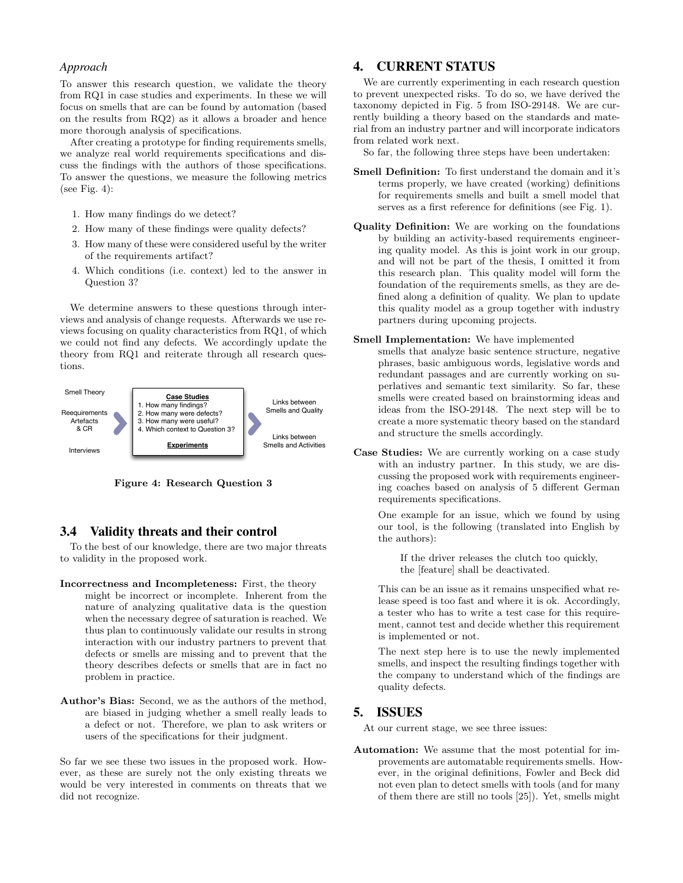### *Approach*

To answer this research question, we validate the theory from RQ1 in case studies and experiments. In these we will focus on smells that are can be found by automation (based on the results from RQ2) as it allows a broader and hence more thorough analysis of specifications.

After creating a prototype for finding requirements smells, we analyze real world requirements specifications and discuss the findings with the authors of those specifications. To answer the questions, we measure the following metrics (see Fig. 4):

1. How many findings do we detect?
2. How many of these findings were quality defects?
3. How many of these were considered useful by the writer of the requirements artifact?
4. Which conditions (i.e. context) led to the answer in Question 3?

We determine answers to these questions through interviews and analysis of change requests. Afterwards we use reviews focusing on quality characteristics from RQ1, of which we could not find any defects. We accordingly update the theory from RQ1 and reiterate through all research questions.

Smell Theory

Reequirements Artefacts & CR

Interviews

**Case Studies**
1. How many findings?
2. How many were defects?
3. How many were useful?
4. Which context to Question 3?

**Experiments**

Links between Smells and Quality

Links between Smells and Activities

**Figure 4: Research Question 3**

## 3.4 Validity threats and their control

To the best of our knowledge, there are two major threats to validity in the proposed work.

**Incorrectness and Incompleteness:** First, the theory might be incorrect or incomplete. Inherent from the nature of analyzing qualitative data is the question when the necessary degree of saturation is reached. We thus plan to continuously validate our results in strong interaction with our industry partners to prevent that defects or smells are missing and to prevent that the theory describes defects or smells that are in fact no problem in practice.

**Author's Bias:** Second, we as the authors of the method, are biased in judging whether a smell really leads to a defect or not. Therefore, we plan to ask writers or users of the specifications for their judgment.

So far we see these two issues in the proposed work. However, as these are surely not the only existing threats we would be very interested in comments on threats that we did not recognize.

# 4. CURRENT STATUS

We are currently experimenting in each research question to prevent unexpected risks. To do so, we have derived the taxonomy depicted in Fig. 5 from ISO-29148. We are currently building a theory based on the standards and material from an industry partner and will incorporate indicators from related work next.

So far, the following three steps have been undertaken:

**Smell Definition:** To first understand the domain and it's terms properly, we have created (working) definitions for requirements smells and built a smell model that serves as a first reference for definitions (see Fig. 1).

**Quality Definition:** We are working on the foundations by building an activity-based requirements engineering quality model. As this is joint work in our group, and will not be part of the thesis, I omitted it from this research plan. This quality model will form the foundation of the requirements smells, as they are defined along a definition of quality. We plan to update this quality model as a group together with industry partners during upcoming projects.

**Smell Implementation:** We have implemented smells that analyze basic sentence structure, negative phrases, basic ambiguous words, legislative words and redundant passages and are currently working on superlatives and semantic text similarity. So far, these smells were created based on brainstorming ideas and ideas from the ISO-29148. The next step will be to create a more systematic theory based on the standard and structure the smells accordingly.

**Case Studies:** We are currently working on a case study with an industry partner. In this study, we are discussing the proposed work with requirements engineering coaches based on analysis of 5 different German requirements specifications.

One example for an issue, which we found by using our tool, is the following (translated into English by the authors):

> If the driver releases the clutch too quickly, the [feature] shall be deactivated.

This can be an issue as it remains unspecified what release speed is too fast and where it is ok. Accordingly, a tester who has to write a test case for this requirement, cannot test and decide whether this requirement is implemented or not.

The next step here is to use the newly implemented smells, and inspect the resulting findings together with the company to understand which of the findings are quality defects.

# 5. ISSUES

At our current stage, we see three issues:

**Automation:** We assume that the most potential for improvements are automatable requirements smells. However, in the original definitions, Fowler and Beck did not even plan to detect smells with tools (and for many of them there are still no tools [25]). Yet, smells might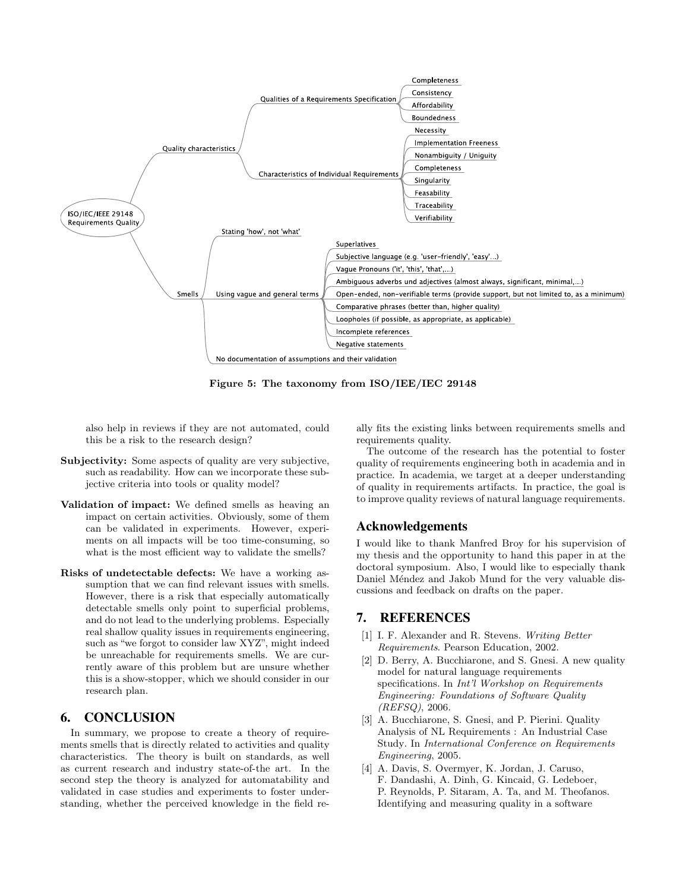- ISO/IEC/IEEE 29148 Requirements Quality
  - Quality characteristics
    - Qualities of a Requirements Specification
      - Completeness
      - Consistency
      - Affordability
      - Boundedness
    - Characteristics of Individual Requirements
      - Necessity
      - Implementation Freeness
      - Nonambiguity / Uniguity
      - Completeness
      - Singularity
      - Feasability
      - Traceability
      - Verifiability
  - Smells
    - Stating 'how', not 'what'
    - Using vague and general terms
      - Superlatives
      - Subjective language (e.g. 'user-friendly', 'easy'...)
      - Vague Pronouns ('it', 'this', 'that',...)
      - Ambiguous adverbs und adjectives (almost always, significant, minimal,...)
      - Open-ended, non-verifiable terms (provide support, but not limited to, as a minimum)
      - Comparative phrases (better than, higher quality)
      - Loopholes (if possible, as appropriate, as applicable)
      - Incomplete references
      - Negative statements
    - No documentation of assumptions and their validation

**Figure 5: The taxonomy from ISO/IEE/IEC 29148**

also help in reviews if they are not automated, could this be a risk to the research design?

**Subjectivity:** Some aspects of quality are very subjective, such as readability. How can we incorporate these subjective criteria into tools or quality model?

**Validation of impact:** We defined smells as heaving an impact on certain activities. Obviously, some of them can be validated in experiments. However, experiments on all impacts will be too time-consuming, so what is the most efficient way to validate the smells?

**Risks of undetectable defects:** We have a working assumption that we can find relevant issues with smells. However, there is a risk that especially automatically detectable smells only point to superficial problems, and do not lead to the underlying problems. Especially real shallow quality issues in requirements engineering, such as "we forgot to consider law XYZ", might indeed be unreachable for requirements smells. We are currently aware of this problem but are unsure whether this is a show-stopper, which we should consider in our research plan.

## 6. CONCLUSION

In summary, we propose to create a theory of requirements smells that is directly related to activities and quality characteristics. The theory is built on standards, as well as current research and industry state-of-the art. In the second step the theory is analyzed for automatability and validated in case studies and experiments to foster understanding, whether the perceived knowledge in the field really fits the existing links between requirements smells and requirements quality.

The outcome of the research has the potential to foster quality of requirements engineering both in academia and in practice. In academia, we target at a deeper understanding of quality in requirements artifacts. In practice, the goal is to improve quality reviews of natural language requirements.

## Acknowledgements

I would like to thank Manfred Broy for his supervision of my thesis and the opportunity to hand this paper in at the doctoral symposium. Also, I would like to especially thank Daniel Méndez and Jakob Mund for the very valuable discussions and feedback on drafts on the paper.

## 7. REFERENCES

[1] I. F. Alexander and R. Stevens. *Writing Better Requirements*. Pearson Education, 2002.

[2] D. Berry, A. Bucchiarone, and S. Gnesi. A new quality model for natural language requirements specifications. In *Int'l Workshop on Requirements Engineering: Foundations of Software Quality (REFSQ)*, 2006.

[3] A. Bucchiarone, S. Gnesi, and P. Pierini. Quality Analysis of NL Requirements : An Industrial Case Study. In *International Conference on Requirements Engineering*, 2005.

[4] A. Davis, S. Overmyer, K. Jordan, J. Caruso, F. Dandashi, A. Dinh, G. Kincaid, G. Ledeboer, P. Reynolds, P. Sitaram, A. Ta, and M. Theofanos. Identifying and measuring quality in a software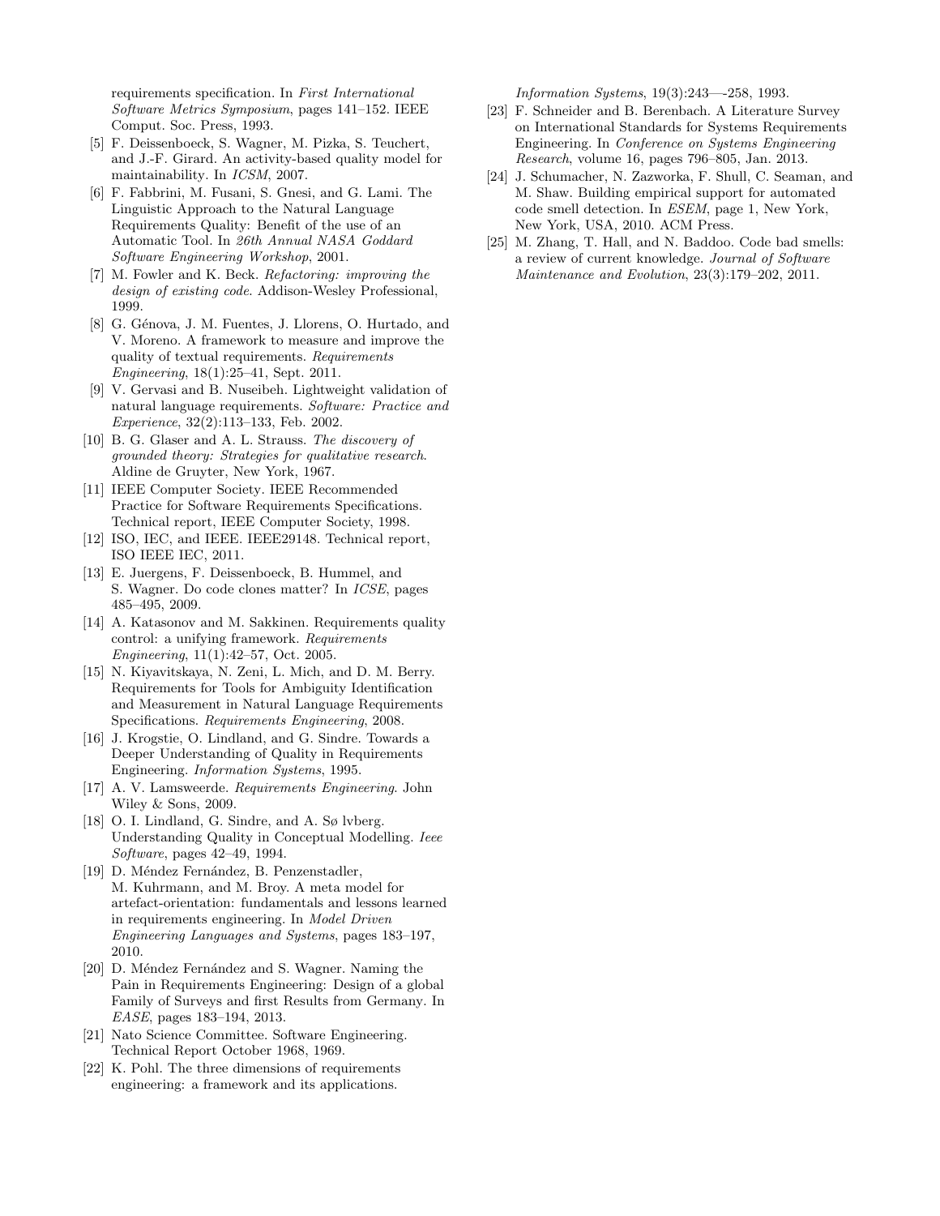requirements specification. In *First International Software Metrics Symposium*, pages 141–152. IEEE Comput. Soc. Press, 1993.

[5] F. Deissenboeck, S. Wagner, M. Pizka, S. Teuchert, and J.-F. Girard. An activity-based quality model for maintainability. In *ICSM*, 2007.

[6] F. Fabbrini, M. Fusani, S. Gnesi, and G. Lami. The Linguistic Approach to the Natural Language Requirements Quality: Benefit of the use of an Automatic Tool. In *26th Annual NASA Goddard Software Engineering Workshop*, 2001.

[7] M. Fowler and K. Beck. *Refactoring: improving the design of existing code*. Addison-Wesley Professional, 1999.

[8] G. Génova, J. M. Fuentes, J. Llorens, O. Hurtado, and V. Moreno. A framework to measure and improve the quality of textual requirements. *Requirements Engineering*, 18(1):25–41, Sept. 2011.

[9] V. Gervasi and B. Nuseibeh. Lightweight validation of natural language requirements. *Software: Practice and Experience*, 32(2):113–133, Feb. 2002.

[10] B. G. Glaser and A. L. Strauss. *The discovery of grounded theory: Strategies for qualitative research*. Aldine de Gruyter, New York, 1967.

[11] IEEE Computer Society. IEEE Recommended Practice for Software Requirements Specifications. Technical report, IEEE Computer Society, 1998.

[12] ISO, IEC, and IEEE. IEEE29148. Technical report, ISO IEEE IEC, 2011.

[13] E. Juergens, F. Deissenboeck, B. Hummel, and S. Wagner. Do code clones matter? In *ICSE*, pages 485–495, 2009.

[14] A. Katasonov and M. Sakkinen. Requirements quality control: a unifying framework. *Requirements Engineering*, 11(1):42–57, Oct. 2005.

[15] N. Kiyavitskaya, N. Zeni, L. Mich, and D. M. Berry. Requirements for Tools for Ambiguity Identification and Measurement in Natural Language Requirements Specifications. *Requirements Engineering*, 2008.

[16] J. Krogstie, O. Lindland, and G. Sindre. Towards a Deeper Understanding of Quality in Requirements Engineering. *Information Systems*, 1995.

[17] A. V. Lamsweerde. *Requirements Engineering*. John Wiley & Sons, 2009.

[18] O. I. Lindland, G. Sindre, and A. Sø lvberg. Understanding Quality in Conceptual Modelling. *Ieee Software*, pages 42–49, 1994.

[19] D. Méndez Fernández, B. Penzenstadler, M. Kuhrmann, and M. Broy. A meta model for artefact-orientation: fundamentals and lessons learned in requirements engineering. In *Model Driven Engineering Languages and Systems*, pages 183–197, 2010.

[20] D. Méndez Fernández and S. Wagner. Naming the Pain in Requirements Engineering: Design of a global Family of Surveys and first Results from Germany. In *EASE*, pages 183–194, 2013.

[21] Nato Science Committee. Software Engineering. Technical Report October 1968, 1969.

[22] K. Pohl. The three dimensions of requirements engineering: a framework and its applications. *Information Systems*, 19(3):243—-258, 1993.

[23] F. Schneider and B. Berenbach. A Literature Survey on International Standards for Systems Requirements Engineering. In *Conference on Systems Engineering Research*, volume 16, pages 796–805, Jan. 2013.

[24] J. Schumacher, N. Zazworka, F. Shull, C. Seaman, and M. Shaw. Building empirical support for automated code smell detection. In *ESEM*, page 1, New York, New York, USA, 2010. ACM Press.

[25] M. Zhang, T. Hall, and N. Baddoo. Code bad smells: a review of current knowledge. *Journal of Software Maintenance and Evolution*, 23(3):179–202, 2011.